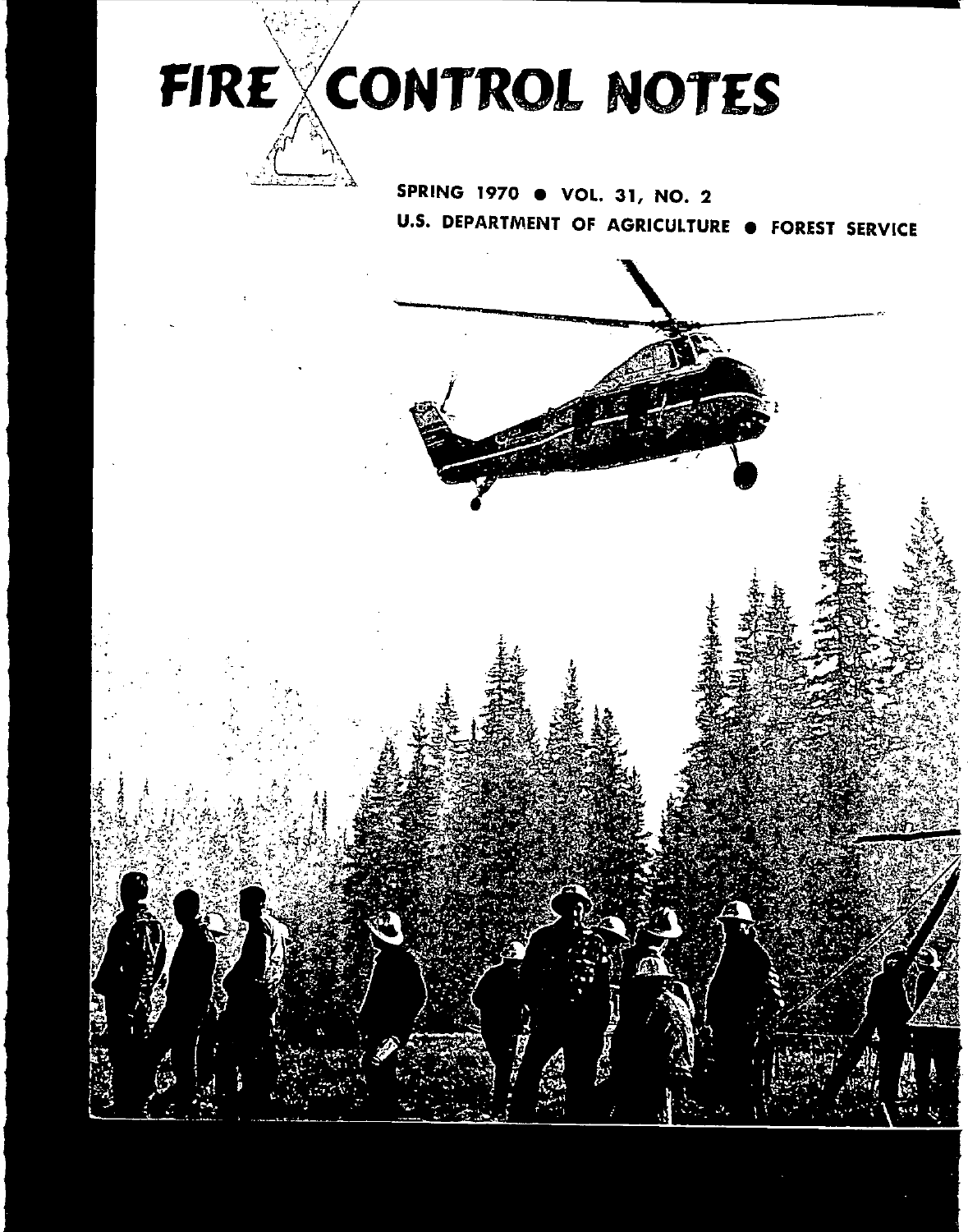# FIRE CONTROL NOTES

SPRING 1970 • VOL. 31, NO. 2

U.S. DEPARTMENT OF AGRICULTURE • FOREST SERVICE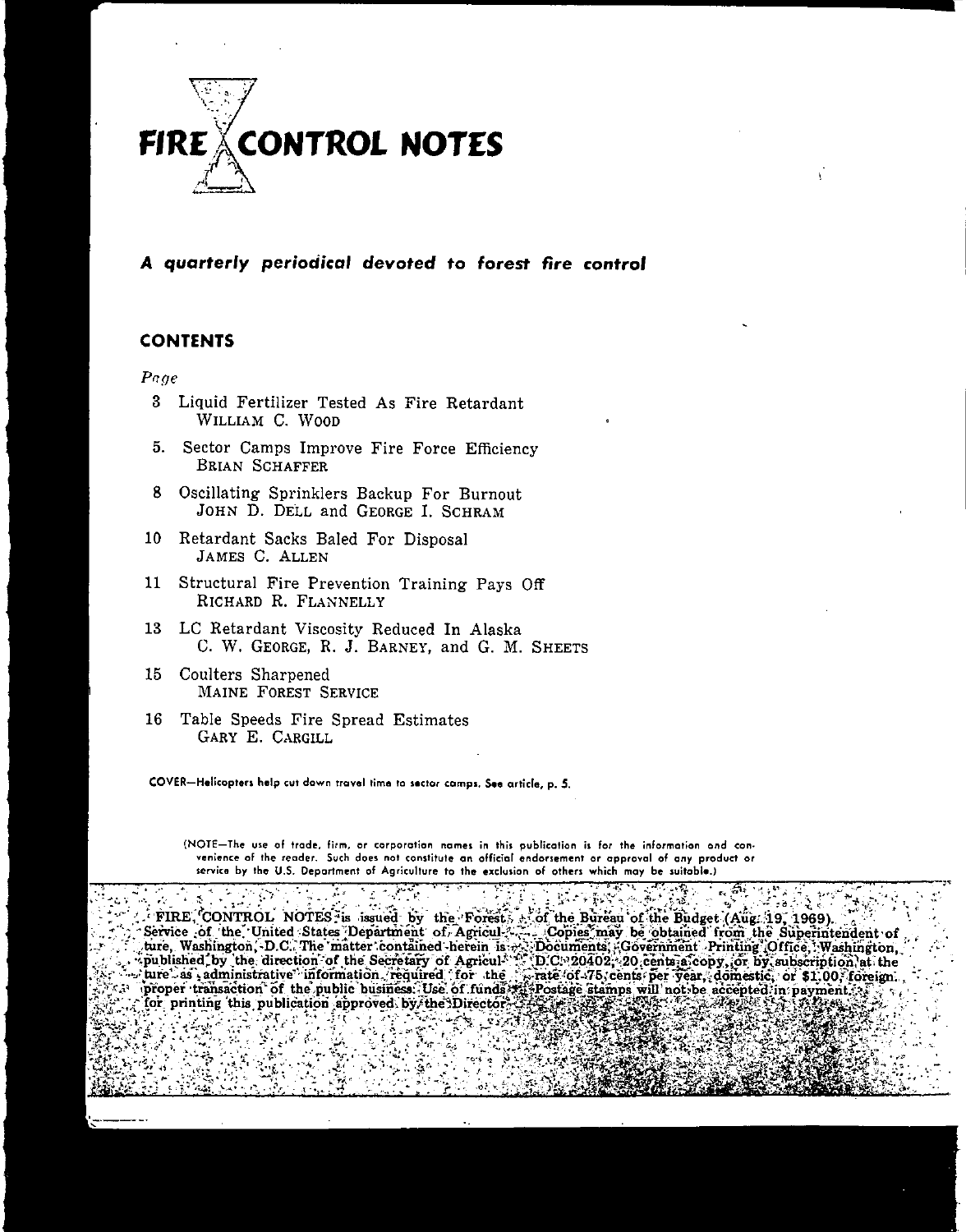# FIRE CONTROL NOTES

***A quarterly periodical devoted to forest fire control***

## CONTENTS

*Page*

3 Liquid Fertilizer Tested As Fire Retardant
WILLIAM C. WOOD

5. Sector Camps Improve Fire Force Efficiency
BRIAN SCHAFFER

8 Oscillating Sprinklers Backup For Burnout
JOHN D. DELL and GEORGE I. SCHRAM

10 Retardant Sacks Baled For Disposal
JAMES C. ALLEN

11 Structural Fire Prevention Training Pays Off
RICHARD R. FLANNELLY

13 LC Retardant Viscosity Reduced In Alaska
C. W. GEORGE, R. J. BARNEY, and G. M. SHEETS

15 Coulters Sharpened
MAINE FOREST SERVICE

16 Table Speeds Fire Spread Estimates
GARY E. CARGILL

COVER—Helicopters help cut down travel time to sector camps. See article, p. 5.

(NOTE—The use of trade, firm, or corporation names in this publication is for the information and convenience of the reader. Such does not constitute an official endorsement or approval of any product or service by the U.S. Department of Agriculture to the exclusion of others which may be suitable.)

FIRE CONTROL NOTES is issued by the Forest Service of the United States Department of Agriculture, Washington, D.C. The matter contained herein is published by the direction of the Secretary of Agriculture as administrative information required for the proper transaction of the public business. Use of funds for printing this publication approved by the Director of the Bureau of the Budget (Aug. 19, 1969).

Copies may be obtained from the Superintendent of Documents, Government Printing Office, Washington, D.C. 20402, 20 cents a copy, or by subscription at the rate of 75 cents per year, domestic, or $1.00, foreign. Postage stamps will not be accepted in payment.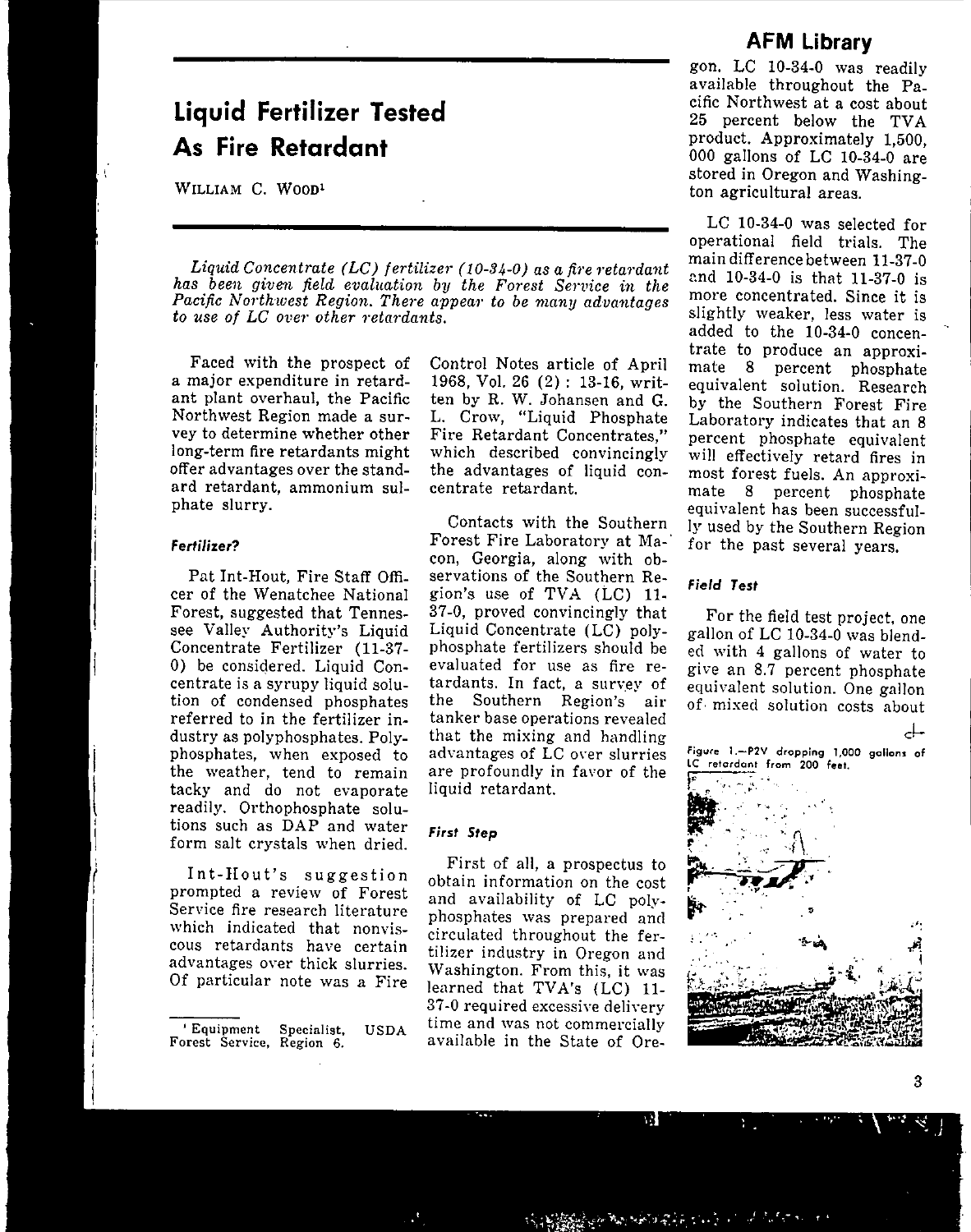# Liquid Fertilizer Tested As Fire Retardant

William C. Wood[1]

*Liquid Concentrate (LC) fertilizer (10-34-0) as a fire retardant has been given field evaluation by the Forest Service in the Pacific Northwest Region. There appear to be many advantages to use of LC over other retardants.*

Faced with the prospect of a major expenditure in retardant plant overhaul, the Pacific Northwest Region made a survey to determine whether other long-term fire retardants might offer advantages over the standard retardant, ammonium sulphate slurry.

#### Fertilizer?

Pat Int-Hout, Fire Staff Officer of the Wenatchee National Forest, suggested that Tennessee Valley Authority's Liquid Concentrate Fertilizer (11-37-0) be considered. Liquid Concentrate is a syrupy liquid solution of condensed phosphates referred to in the fertilizer industry as polyphosphates. Polyphosphates, when exposed to the weather, tend to remain tacky and do not evaporate readily. Orthophosphate solutions such as DAP and water form salt crystals when dried.

Int-Hout's suggestion prompted a review of Forest Service fire research literature which indicated that nonviscous retardants have certain advantages over thick slurries. Of particular note was a Fire Control Notes article of April 1968, Vol. 26 (2) : 13-16, written by R. W. Johansen and G. L. Crow, "Liquid Phosphate Fire Retardant Concentrates," which described convincingly the advantages of liquid concentrate retardant.

Contacts with the Southern Forest Fire Laboratory at Macon, Georgia, along with observations of the Southern Region's use of TVA (LC) 11-37-0, proved convincingly that Liquid Concentrate (LC) polyphosphate fertilizers should be evaluated for use as fire retardants. In fact, a survey of the Southern Region's air tanker base operations revealed that the mixing and handling advantages of LC over slurries are profoundly in favor of the liquid retardant.

#### First Step

First of all, a prospectus to obtain information on the cost and availability of LC polyphosphates was prepared and circulated throughout the fertilizer industry in Oregon and Washington. From this, it was learned that TVA's (LC) 11-37-0 required excessive delivery time and was not commercially available in the State of Oregon. LC 10-34-0 was readily available throughout the Pacific Northwest at a cost about 25 percent below the TVA product. Approximately 1,500,000 gallons of LC 10-34-0 are stored in Oregon and Washington agricultural areas.

LC 10-34-0 was selected for operational field trials. The main difference between 11-37-0 and 10-34-0 is that 11-37-0 is more concentrated. Since it is slightly weaker, less water is added to the 10-34-0 concentrate to produce an approximate 8 percent phosphate equivalent solution. Research by the Southern Forest Fire Laboratory indicates that an 8 percent phosphate equivalent will effectively retard fires in most forest fuels. An approximate 8 percent phosphate equivalent has been successfully used by the Southern Region for the past several years.

#### Field Test

For the field test project, one gallon of LC 10-34-0 was blended with 4 gallons of water to give an 8.7 percent phosphate equivalent solution. One gallon of mixed solution costs about

Figure 1.—P2V dropping 1,000 gallons of LC retardant from 200 feet.

---

[1] Equipment Specialist, USDA Forest Service, Region 6.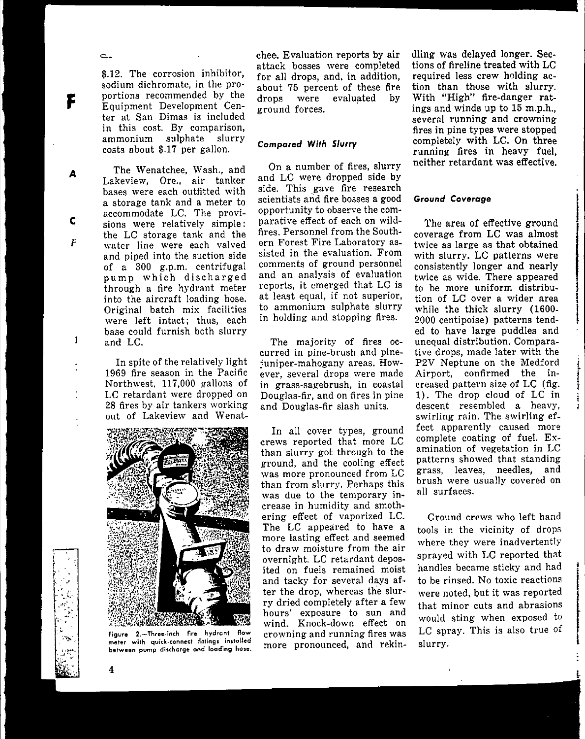$.12. The corrosion inhibitor, sodium dichromate, in the proportions recommended by the Equipment Development Center at San Dimas is included in this cost. By comparison, ammonium sulphate slurry costs about $.17 per gallon.

The Wenatchee, Wash., and Lakeview, Ore., air tanker bases were each outfitted with a storage tank and a meter to accommodate LC. The provisions were relatively simple: the LC storage tank and the water line were each valved and piped into the suction side of a 300 g.p.m. centrifugal pump which discharged through a fire hydrant meter into the aircraft loading hose. Original batch mix facilities were left intact; thus, each base could furnish both slurry and LC.

In spite of the relatively light 1969 fire season in the Pacific Northwest, 117,000 gallons of LC retardant were dropped on 28 fires by air tankers working out of Lakeview and Wenatchee. Evaluation reports by air attack bosses were completed for all drops, and, in addition, about 75 percent of these fire drops were evaluated by ground forces.

Figure 2.—Three-inch fire hydrant flow meter with quick-connect fittings installed between pump discharge and loading hose.

### *Compared With Slurry*

On a number of fires, slurry and LC were dropped side by side. This gave fire research scientists and fire bosses a good opportunity to observe the comparative effect of each on wildfires. Personnel from the Southern Forest Fire Laboratory assisted in the evaluation. From comments of ground personnel and an analysis of evaluation reports, it emerged that LC is at least equal, if not superior, to ammonium sulphate slurry in holding and stopping fires.

The majority of fires occurred in pine-brush and pine-juniper-mahogany areas. However, several drops were made in grass-sagebrush, in coastal Douglas-fir, and on fires in pine and Douglas-fir slash units.

In all cover types, ground crews reported that more LC than slurry got through to the ground, and the cooling effect was more pronounced from LC than from slurry. Perhaps this was due to the temporary increase in humidity and smothering effect of vaporized LC. The LC appeared to have a more lasting effect and seemed to draw moisture from the air overnight. LC retardant deposited on fuels remained moist and tacky for several days after the drop, whereas the slurry dried completely after a few hours' exposure to sun and wind. Knock-down effect on crowning and running fires was more pronounced, and rekindling was delayed longer. Sections of fireline treated with LC required less crew holding action than those with slurry. With "High" fire-danger ratings and winds up to 15 m.p.h., several running and crowning fires in pine types were stopped completely with LC. On three running fires in heavy fuel, neither retardant was effective.

### *Ground Coverage*

The area of effective ground coverage from LC was almost twice as large as that obtained with slurry. LC patterns were consistently longer and nearly twice as wide. There appeared to be more uniform distribution of LC over a wider area while the thick slurry (1600-2000 centipoise) patterns tended to have large puddles and unequal distribution. Comparative drops, made later with the P2V Neptune on the Medford Airport, confirmed the increased pattern size of LC (fig. 1). The drop cloud of LC in descent resembled a heavy, swirling rain. The swirling effect apparently caused more complete coating of fuel. Examination of vegetation in LC patterns showed that standing grass, leaves, needles, and brush were usually covered on all surfaces.

Ground crews who left hand tools in the vicinity of drops where they were inadvertently sprayed with LC reported that handles became sticky and had to be rinsed. No toxic reactions were noted, but it was reported that minor cuts and abrasions would sting when exposed to LC spray. This is also true of slurry.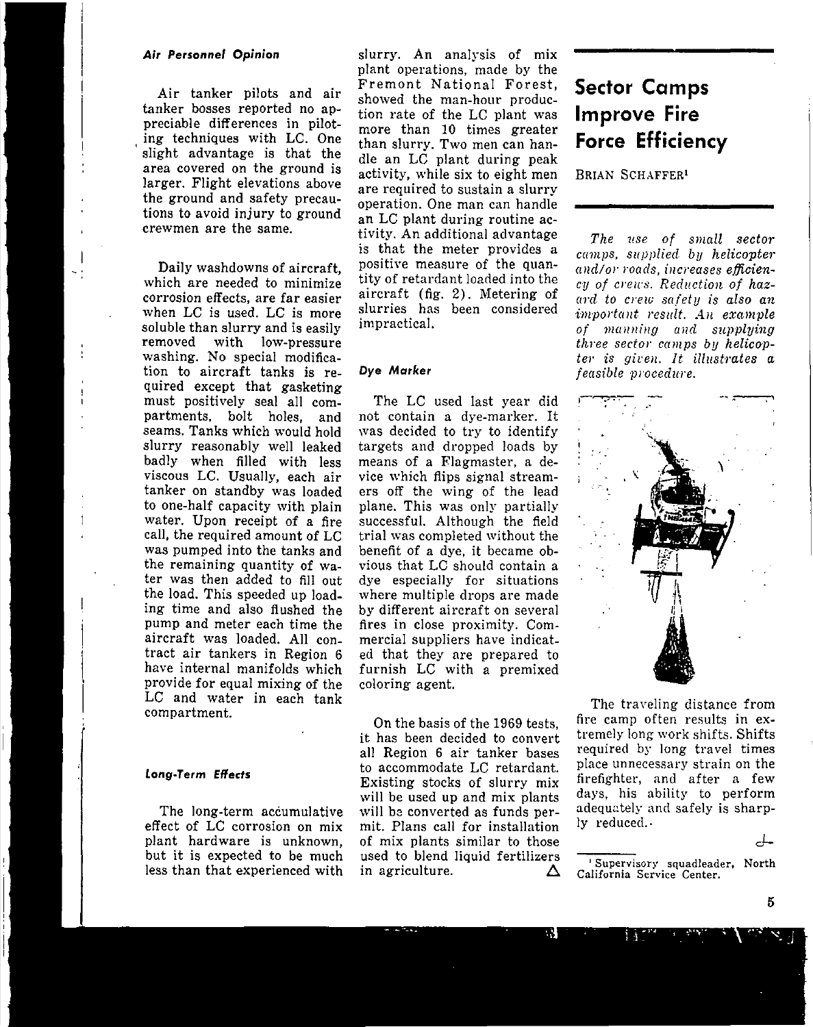### Air Personnel Opinion

Air tanker pilots and air tanker bosses reported no appreciable differences in piloting techniques with LC. One slight advantage is that the area covered on the ground is larger. Flight elevations above the ground and safety precautions to avoid injury to ground crewmen are the same.

Daily washdowns of aircraft, which are needed to minimize corrosion effects, are far easier when LC is used. LC is more soluble than slurry and is easily removed with low-pressure washing. No special modification to aircraft tanks is required except that gasketing must positively seal all compartments, bolt holes, and seams. Tanks which would hold slurry reasonably well leaked badly when filled with less viscous LC. Usually, each air tanker on standby was loaded to one-half capacity with plain water. Upon receipt of a fire call, the required amount of LC was pumped into the tanks and the remaining quantity of water was then added to fill out the load. This speeded up loading time and also flushed the pump and meter each time the aircraft was loaded. All contract air tankers in Region 6 have internal manifolds which provide for equal mixing of the LC and water in each tank compartment.

### Long-Term Effects

The long-term accumulative effect of LC corrosion on mix plant hardware is unknown, but it is expected to be much less than that experienced with slurry. An analysis of mix plant operations, made by the Fremont National Forest, showed the man-hour production rate of the LC plant was more than 10 times greater than slurry. Two men can handle an LC plant during peak activity, while six to eight men are required to sustain a slurry operation. One man can handle an LC plant during routine activity. An additional advantage is that the meter provides a positive measure of the quantity of retardant loaded into the aircraft (fig. 2). Metering of slurries has been considered impractical.

### Dye Marker

The LC used last year did not contain a dye-marker. It was decided to try to identify targets and dropped loads by means of a Flagmaster, a device which flips signal streamers off the wing of the lead plane. This was only partially successful. Although the field trial was completed without the benefit of a dye, it became obvious that LC should contain a dye especially for situations where multiple drops are made by different aircraft on several fires in close proximity. Commercial suppliers have indicated that they are prepared to furnish LC with a premixed coloring agent.

On the basis of the 1969 tests, it has been decided to convert all Region 6 air tanker bases to accommodate LC retardant. Existing stocks of slurry mix will be used up and mix plants will be converted as funds permit. Plans call for installation of mix plants similar to those used to blend liquid fertilizers in agriculture. △

# Sector Camps Improve Fire Force Efficiency

BRIAN SCHAFFER[1]

*The use of small sector camps, supplied by helicopter and/or roads, increases efficiency of crews. Reduction of hazard to crew safety is also an important result. An example of manning and supplying three sector camps by helicopter is given. It illustrates a feasible procedure.*

The traveling distance from fire camp often results in extremely long work shifts. Shifts required by long travel times place unnecessary strain on the firefighter, and after a few days, his ability to perform adequately and safely is sharply reduced.

[1] Supervisory squadleader, North California Service Center.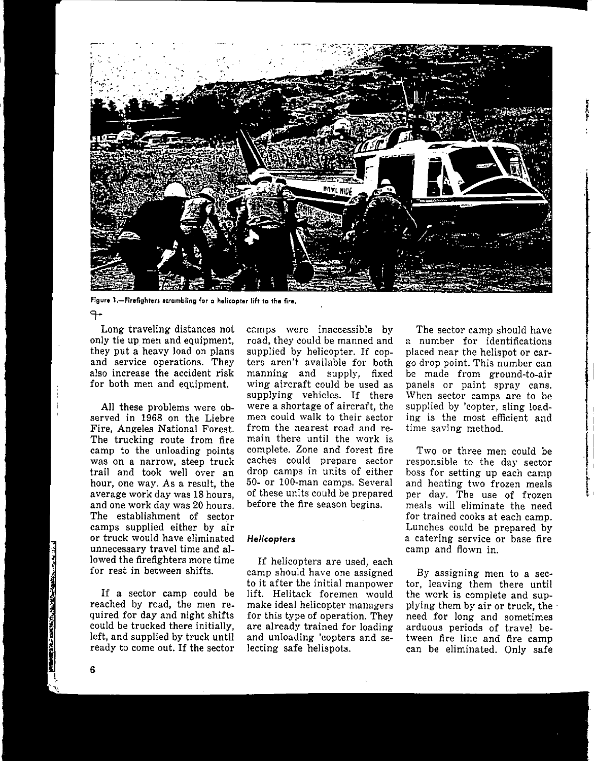Figure 1.—Firefighters scrambling for a helicopter lift to the fire.

Long traveling distances not only tie up men and equipment, they put a heavy load on plans and service operations. They also increase the accident risk for both men and equipment.

All these problems were observed in 1968 on the Liebre Fire, Angeles National Forest. The trucking route from fire camp to the unloading points was on a narrow, steep truck trail and took well over an hour, one way. As a result, the average work day was 18 hours, and one work day was 20 hours. The establishment of sector camps supplied either by air or truck would have eliminated unnecessary travel time and allowed the firefighters more time for rest in between shifts.

If a sector camp could be reached by road, the men required for day and night shifts could be trucked there initially, left, and supplied by truck until ready to come out. If the sector camps were inaccessible by road, they could be manned and supplied by helicopter. If copters aren't available for both manning and supply, fixed wing aircraft could be used as supplying vehicles. If there were a shortage of aircraft, the men could walk to their sector from the nearest road and remain there until the work is complete. Zone and forest fire caches could prepare sector drop camps in units of either 50- or 100-man camps. Several of these units could be prepared before the fire season begins.

### *Helicopters*

If helicopters are used, each camp should have one assigned to it after the initial manpower lift. Helitack foremen would make ideal helicopter managers for this type of operation. They are already trained for loading and unloading 'copters and selecting safe helispots.

The sector camp should have a number for identifications placed near the helispot or cargo drop point. This number can be made from ground-to-air panels or paint spray cans. When sector camps are to be supplied by 'copter, sling loading is the most efficient and time saving method.

Two or three men could be responsible to the day sector boss for setting up each camp and heating two frozen meals per day. The use of frozen meals will eliminate the need for trained cooks at each camp. Lunches could be prepared by a catering service or base fire camp and flown in.

By assigning men to a sector, leaving them there until the work is complete and supplying them by air or truck, the need for long and sometimes arduous periods of travel between fire line and fire camp can be eliminated. Only safe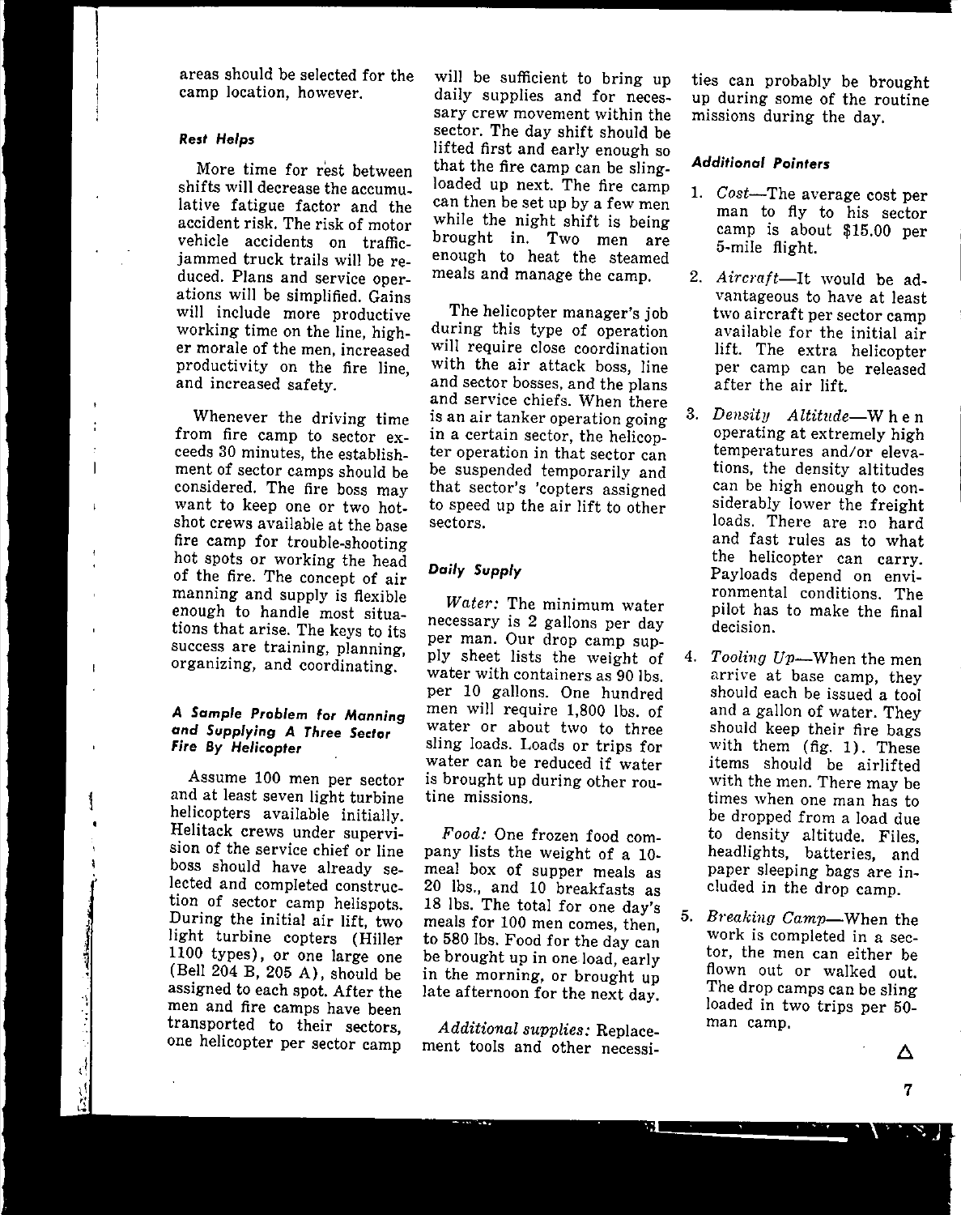areas should be selected for the camp location, however.

### *Rest Helps*

More time for rest between shifts will decrease the accumulative fatigue factor and the accident risk. The risk of motor vehicle accidents on traffic-jammed truck trails will be reduced. Plans and service operations will be simplified. Gains will include more productive working time on the line, higher morale of the men, increased productivity on the fire line, and increased safety.

Whenever the driving time from fire camp to sector exceeds 30 minutes, the establishment of sector camps should be considered. The fire boss may want to keep one or two hotshot crews available at the base fire camp for trouble-shooting hot spots or working the head of the fire. The concept of air manning and supply is flexible enough to handle most situations that arise. The keys to its success are training, planning, organizing, and coordinating.

### *A Sample Problem for Manning and Supplying A Three Sector Fire By Helicopter*

Assume 100 men per sector and at least seven light turbine helicopters available initially. Helitack crews under supervision of the service chief or line boss should have already selected and completed construction of sector camp helispots. During the initial air lift, two light turbine copters (Hiller 1100 types), or one large one (Bell 204 B, 205 A), should be assigned to each spot. After the men and fire camps have been transported to their sectors, one helicopter per sector camp will be sufficient to bring up daily supplies and for necessary crew movement within the sector. The day shift should be lifted first and early enough so that the fire camp can be sling-loaded up next. The fire camp can then be set up by a few men while the night shift is being brought in. Two men are enough to heat the steamed meals and manage the camp.

The helicopter manager's job during this type of operation will require close coordination with the air attack boss, line and sector bosses, and the plans and service chiefs. When there is an air tanker operation going in a certain sector, the helicopter operation in that sector can be suspended temporarily and that sector's 'copters assigned to speed up the air lift to other sectors.

### *Daily Supply*

*Water:* The minimum water necessary is 2 gallons per day per man. Our drop camp supply sheet lists the weight of water with containers as 90 lbs. per 10 gallons. One hundred men will require 1,800 lbs. of water or about two to three sling loads. Loads or trips for water can be reduced if water is brought up during other routine missions.

*Food:* One frozen food company lists the weight of a 10-meal box of supper meals as 20 lbs., and 10 breakfasts as 18 lbs. The total for one day's meals for 100 men comes, then, to 580 lbs. Food for the day can be brought up in one load, early in the morning, or brought up late afternoon for the next day.

*Additional supplies:* Replacement tools and other necessities can probably be brought up during some of the routine missions during the day.

### *Additional Pointers*

1. *Cost*—The average cost per man to fly to his sector camp is about $15.00 per 5-mile flight.
2. *Aircraft*—It would be advantageous to have at least two aircraft per sector camp available for the initial air lift. The extra helicopter per camp can be released after the air lift.
3. *Density Altitude*—When operating at extremely high temperatures and/or elevations, the density altitudes can be high enough to considerably lower the freight loads. There are no hard and fast rules as to what the helicopter can carry. Payloads depend on environmental conditions. The pilot has to make the final decision.
4. *Tooling Up*—When the men arrive at base camp, they should each be issued a tool and a gallon of water. They should keep their fire bags with them (fig. 1). These items should be airlifted with the men. There may be times when one man has to be dropped from a load due to density altitude. Files, headlights, batteries, and paper sleeping bags are included in the drop camp.
5. *Breaking Camp*—When the work is completed in a sector, the men can either be flown out or walked out. The drop camps can be sling loaded in two trips per 50-man camp.

△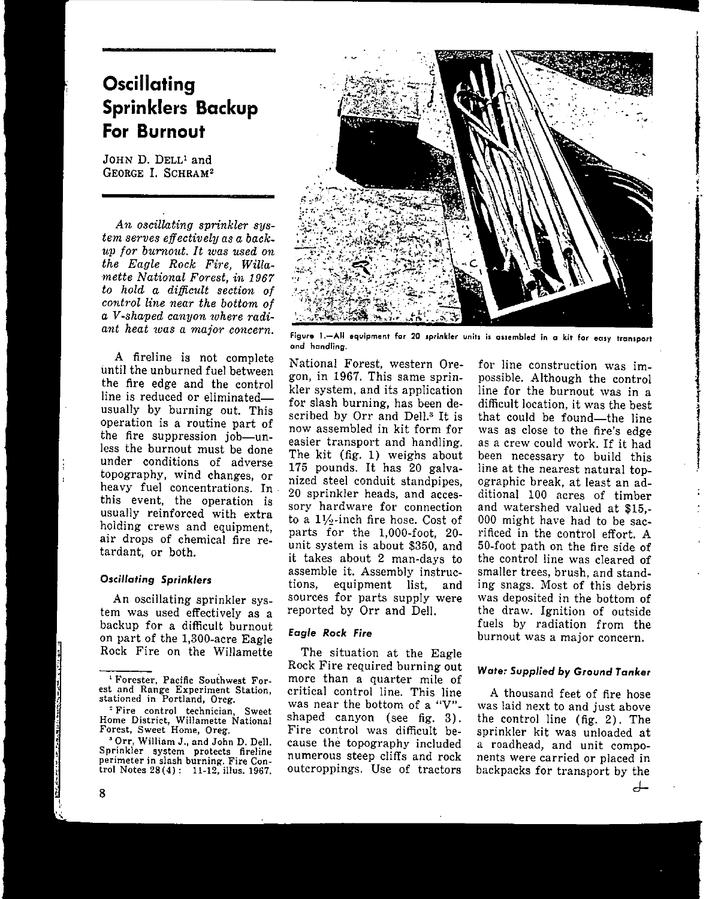# Oscillating Sprinklers Backup For Burnout

JOHN D. DELL[1] and GEORGE I. SCHRAM[2]

*An oscillating sprinkler system serves effectively as a backup for burnout. It was used on the Eagle Rock Fire, Willamette National Forest, in 1967 to hold a difficult section of control line near the bottom of a V-shaped canyon where radiant heat was a major concern.*

A fireline is not complete until the unburned fuel between the fire edge and the control line is reduced or eliminated—usually by burning out. This operation is a routine part of the fire suppression job—unless the burnout must be done under conditions of adverse topography, wind changes, or heavy fuel concentrations. In this event, the operation is usually reinforced with extra holding crews and equipment, air drops of chemical fire retardant, or both.

#### Oscillating Sprinklers

An oscillating sprinkler system was used effectively as a backup for a difficult burnout on part of the 1,300-acre Eagle Rock Fire on the Willamette National Forest, western Oregon, in 1967. This same sprinkler system, and its application for slash burning, has been described by Orr and Dell.[3] It is now assembled in kit form for easier transport and handling. The kit (fig. 1) weighs about 175 pounds. It has 20 galvanized steel conduit standpipes, 20 sprinkler heads, and accessory hardware for connection to a 1½-inch fire hose. Cost of parts for the 1,000-foot, 20-unit system is about $350, and it takes about 2 man-days to assemble it. Assembly instructions, equipment list, and sources for parts supply were reported by Orr and Dell.

Figure 1.—All equipment for 20 sprinkler units is assembled in a kit for easy transport and handling.

#### Eagle Rock Fire

The situation at the Eagle Rock Fire required burning out more than a quarter mile of critical control line. This line was near the bottom of a "V"-shaped canyon (see fig. 3). Fire control was difficult because the topography included numerous steep cliffs and rock outcroppings. Use of tractors for line construction was impossible. Although the control line for the burnout was in a difficult location, it was the best that could be found—the line was as close to the fire's edge as a crew could work. If it had been necessary to build this line at the nearest natural topographic break, at least an additional 100 acres of timber and watershed valued at $15,000 might have had to be sacrificed in the control effort. A 50-foot path on the fire side of the control line was cleared of smaller trees, brush, and standing snags. Most of this debris was deposited in the bottom of the draw. Ignition of outside fuels by radiation from the burnout was a major concern.

#### Water Supplied by Ground Tanker

A thousand feet of fire hose was laid next to and just above the control line (fig. 2). The sprinkler kit was unloaded at a roadhead, and unit components were carried or placed in backpacks for transport by the

---

[1] Forester, Pacific Southwest Forest and Range Experiment Station, stationed in Portland, Oreg.

[2] Fire control technician, Sweet Home District, Willamette National Forest, Sweet Home, Oreg.

[3] Orr, William J., and John D. Dell. Sprinkler system protects fireline perimeter in slash burning. Fire Control Notes 28(4): 11-12, illus. 1967.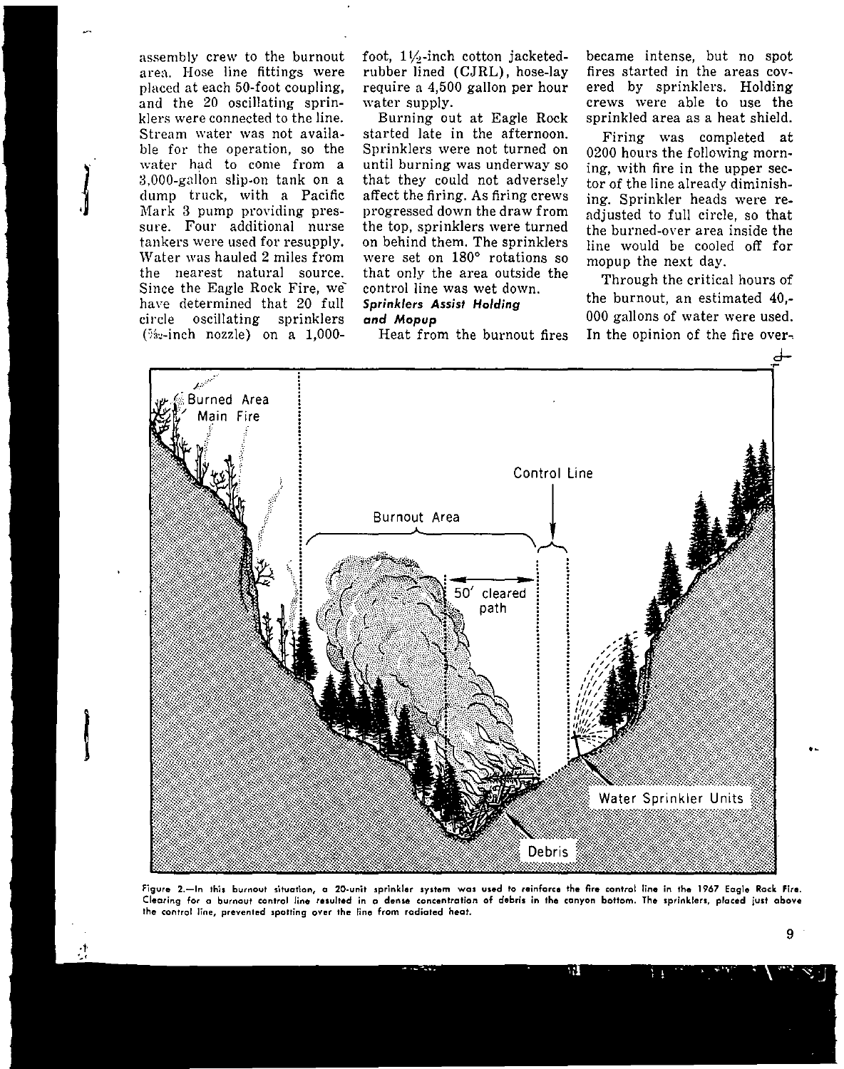assembly crew to the burnout area. Hose line fittings were placed at each 50-foot coupling, and the 20 oscillating sprinklers were connected to the line. Stream water was not available for the operation, so the water had to come from a 3,000-gallon slip-on tank on a dump truck, with a Pacific Mark 3 pump providing pressure. Four additional nurse tankers were used for resupply. Water was hauled 2 miles from the nearest natural source. Since the Eagle Rock Fire, we have determined that 20 full circle oscillating sprinklers (3/32-inch nozzle) on a 1,000-foot, 1½-inch cotton jacketed-rubber lined (CJRL), hose-lay require a 4,500 gallon per hour water supply.

Burning out at Eagle Rock started late in the afternoon. Sprinklers were not turned on until burning was underway so that they could not adversely affect the firing. As firing crews progressed down the draw from the top, sprinklers were turned on behind them. The sprinklers were set on 180° rotations so that only the area outside the control line was wet down.

***Sprinklers Assist Holding and Mopup***

Heat from the burnout fires became intense, but no spot fires started in the areas covered by sprinklers. Holding crews were able to use the sprinkled area as a heat shield.

Firing was completed at 0200 hours the following morning, with fire in the upper sector of the line already diminishing. Sprinkler heads were readjusted to full circle, so that the burned-over area inside the line would be cooled off for mopup the next day.

Through the critical hours of the burnout, an estimated 40,000 gallons of water were used. In the opinion of the fire over-

Figure 2.—In this burnout situation, a 20-unit sprinkler system was used to reinforce the fire control line in the 1967 Eagle Rock Fire. Clearing for a burnout control line resulted in a dense concentration of debris in the canyon bottom. The sprinklers, placed just above the control line, prevented spotting over the line from radiated heat.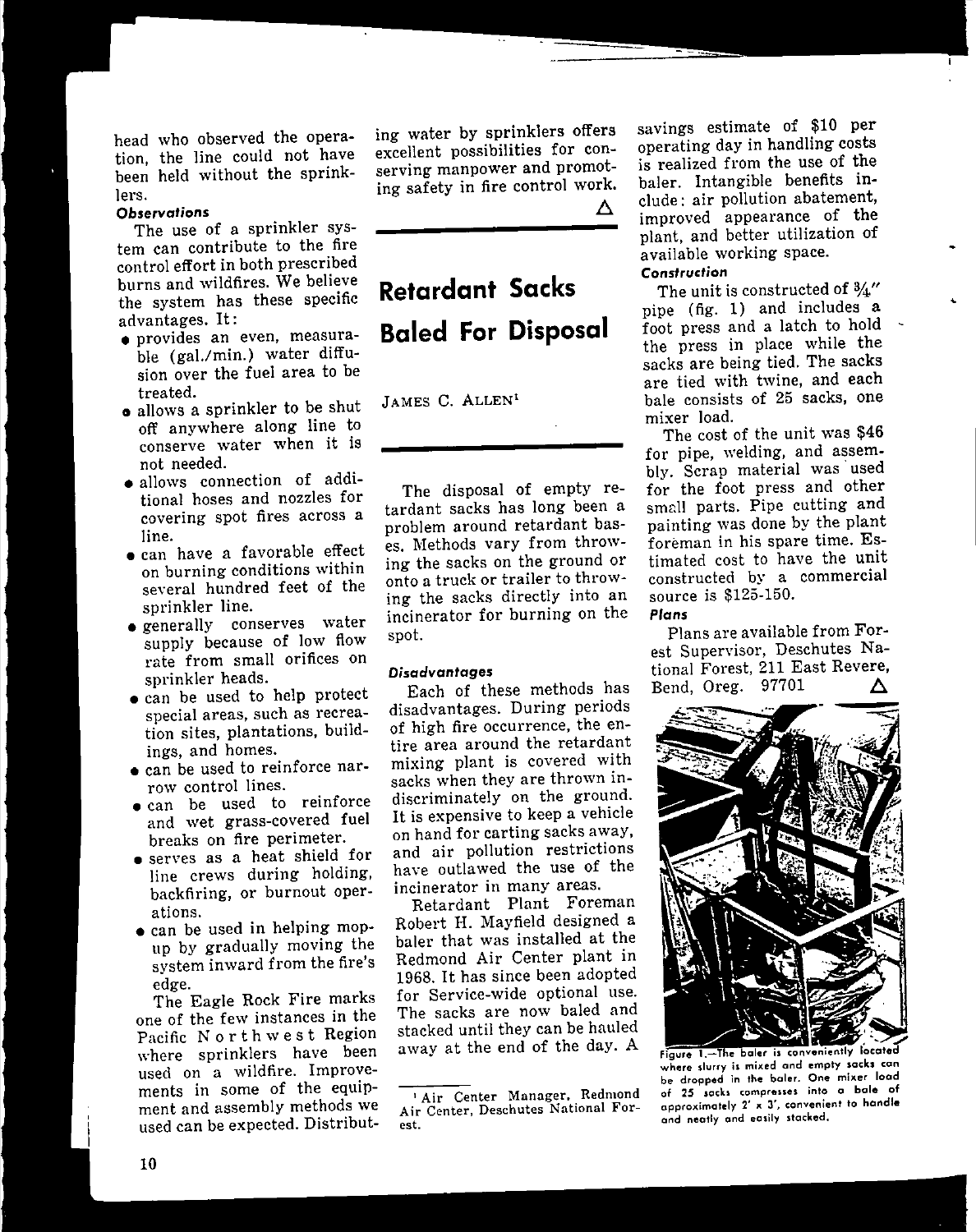head who observed the operation, the line could not have been held without the sprinklers.

***Observations***

The use of a sprinkler system can contribute to the fire control effort in both prescribed burns and wildfires. We believe the system has these specific advantages. It:

- provides an even, measurable (gal./min.) water diffusion over the fuel area to be treated.
- allows a sprinkler to be shut off anywhere along line to conserve water when it is not needed.
- allows connection of additional hoses and nozzles for covering spot fires across a line.
- can have a favorable effect on burning conditions within several hundred feet of the sprinkler line.
- generally conserves water supply because of low flow rate from small orifices on sprinkler heads.
- can be used to help protect special areas, such as recreation sites, plantations, buildings, and homes.
- can be used to reinforce narrow control lines.
- can be used to reinforce and wet grass-covered fuel breaks on fire perimeter.
- serves as a heat shield for line crews during holding, backfiring, or burnout operations.
- can be used in helping mop-up by gradually moving the system inward from the fire's edge.

The Eagle Rock Fire marks one of the few instances in the Pacific Northwest Region where sprinklers have been used on a wildfire. Improvements in some of the equipment and assembly methods we used can be expected. Distributing water by sprinklers offers excellent possibilities for conserving manpower and promoting safety in fire control work. △

# Retardant Sacks Baled For Disposal

JAMES C. ALLEN[1]

The disposal of empty retardant sacks has long been a problem around retardant bases. Methods vary from throwing the sacks on the ground or onto a truck or trailer to throwing the sacks directly into an incinerator for burning on the spot.

***Disadvantages***

Each of these methods has disadvantages. During periods of high fire occurrence, the entire area around the retardant mixing plant is covered with sacks when they are thrown indiscriminately on the ground. It is expensive to keep a vehicle on hand for carting sacks away, and air pollution restrictions have outlawed the use of the incinerator in many areas.

Retardant Plant Foreman Robert H. Mayfield designed a baler that was installed at the Redmond Air Center plant in 1968. It has since been adopted for Service-wide optional use. The sacks are now baled and stacked until they can be hauled away at the end of the day. A savings estimate of $10 per operating day in handling costs is realized from the use of the baler. Intangible benefits include: air pollution abatement, improved appearance of the plant, and better utilization of available working space.

***Construction***

The unit is constructed of 3/4" pipe (fig. 1) and includes a foot press and a latch to hold the press in place while the sacks are being tied. The sacks are tied with twine, and each bale consists of 25 sacks, one mixer load.

The cost of the unit was $46 for pipe, welding, and assembly. Scrap material was used for the foot press and other small parts. Pipe cutting and painting was done by the plant foreman in his spare time. Estimated cost to have the unit constructed by a commercial source is $125-150.

***Plans***

Plans are available from Forest Supervisor, Deschutes National Forest, 211 East Revere, Bend, Oreg. 97701 △

Figure 1.—The baler is conveniently located where slurry is mixed and empty sacks can be dropped in the baler. One mixer load of 25 sacks compresses into a bale of approximately 2' x 3', convenient to handle and neatly and easily stacked.

[1] Air Center Manager, Redmond Air Center, Deschutes National Forest.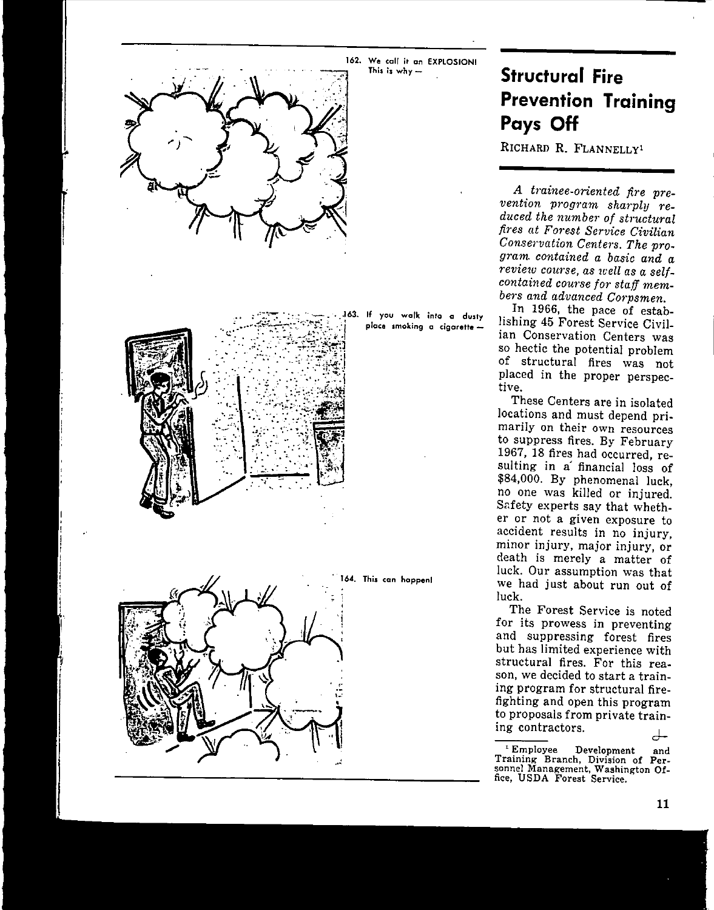162. We call it an EXPLOSION! This is why —

163. If you walk into a dusty place smoking a cigarette —

164. This can happen!

# Structural Fire Prevention Training Pays Off

RICHARD R. FLANNELLY[1]

*A trainee-oriented fire prevention program sharply reduced the number of structural fires at Forest Service Civilian Conservation Centers. The program contained a basic and a review course, as well as a self-contained course for staff members and advanced Corpsmen.*

In 1966, the pace of establishing 45 Forest Service Civilian Conservation Centers was so hectic the potential problem of structural fires was not placed in the proper perspective.

These Centers are in isolated locations and must depend primarily on their own resources to suppress fires. By February 1967, 18 fires had occurred, resulting in a financial loss of $84,000. By phenomenal luck, no one was killed or injured. Safety experts say that whether or not a given exposure to accident results in no injury, minor injury, major injury, or death is merely a matter of luck. Our assumption was that we had just about run out of luck.

The Forest Service is noted for its prowess in preventing and suppressing forest fires but has limited experience with structural fires. For this reason, we decided to start a training program for structural firefighting and open this program to proposals from private training contractors.

[1] Employee Development and Training Branch, Division of Personnel Management, Washington Office, USDA Forest Service.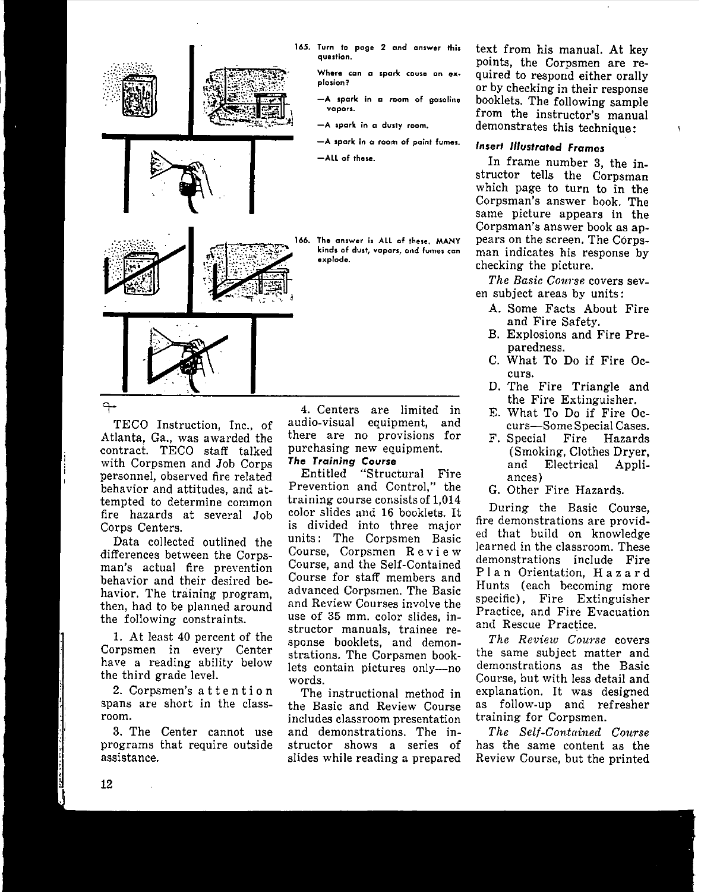165. Turn to page 2 and answer this question.

Where can a spark cause an explosion?

—A spark in a room of gasoline vapors.

—A spark in a dusty room.

—A spark in a room of paint fumes.

—ALL of these.

166. The answer is ALL of these. MANY kinds of dust, vapors, and fumes can explode.

TECO Instruction, Inc., of Atlanta, Ga., was awarded the contract. TECO staff talked with Corpsmen and Job Corps personnel, observed fire related behavior and attitudes, and attempted to determine common fire hazards at several Job Corps Centers.

Data collected outlined the differences between the Corpsman's actual fire prevention behavior and their desired behavior. The training program, then, had to be planned around the following constraints.

1. At least 40 percent of the Corpsmen in every Center have a reading ability below the third grade level.

2. Corpsmen's attention spans are short in the classroom.

3. The Center cannot use programs that require outside assistance.

4. Centers are limited in audio-visual equipment, and there are no provisions for purchasing new equipment.

### The Training Course

Entitled "Structural Fire Prevention and Control," the training course consists of 1,014 color slides and 16 booklets. It is divided into three major units: The Corpsmen Basic Course, Corpsmen Review Course, and the Self-Contained Course for staff members and advanced Corpsmen. The Basic and Review Courses involve the use of 35 mm. color slides, instructor manuals, trainee response booklets, and demonstrations. The Corpsmen booklets contain pictures only—no words.

The instructional method in the Basic and Review Course includes classroom presentation and demonstrations. The instructor shows a series of slides while reading a prepared text from his manual. At key points, the Corpsmen are required to respond either orally or by checking in their response booklets. The following sample from the instructor's manual demonstrates this technique:

### Insert Illustrated Frames

In frame number 3, the instructor tells the Corpsman which page to turn to in the Corpsman's answer book. The same picture appears in the Corpsman's answer book as appears on the screen. The Corpsman indicates his response by checking the picture.

*The Basic Course* covers seven subject areas by units:

A. Some Facts About Fire and Fire Safety.
B. Explosions and Fire Preparedness.
C. What To Do if Fire Occurs.
D. The Fire Triangle and the Fire Extinguisher.
E. What To Do if Fire Occurs—Some Special Cases.
F. Special Fire Hazards (Smoking, Clothes Dryer, and Electrical Appliances)
G. Other Fire Hazards.

During the Basic Course, fire demonstrations are provided that build on knowledge learned in the classroom. These demonstrations include Fire Plan Orientation, Hazard Hunts (each becoming more specific), Fire Extinguisher Practice, and Fire Evacuation and Rescue Practice.

*The Review Course* covers the same subject matter and demonstrations as the Basic Course, but with less detail and explanation. It was designed as follow-up and refresher training for Corpsmen.

*The Self-Contained Course* has the same content as the Review Course, but the printed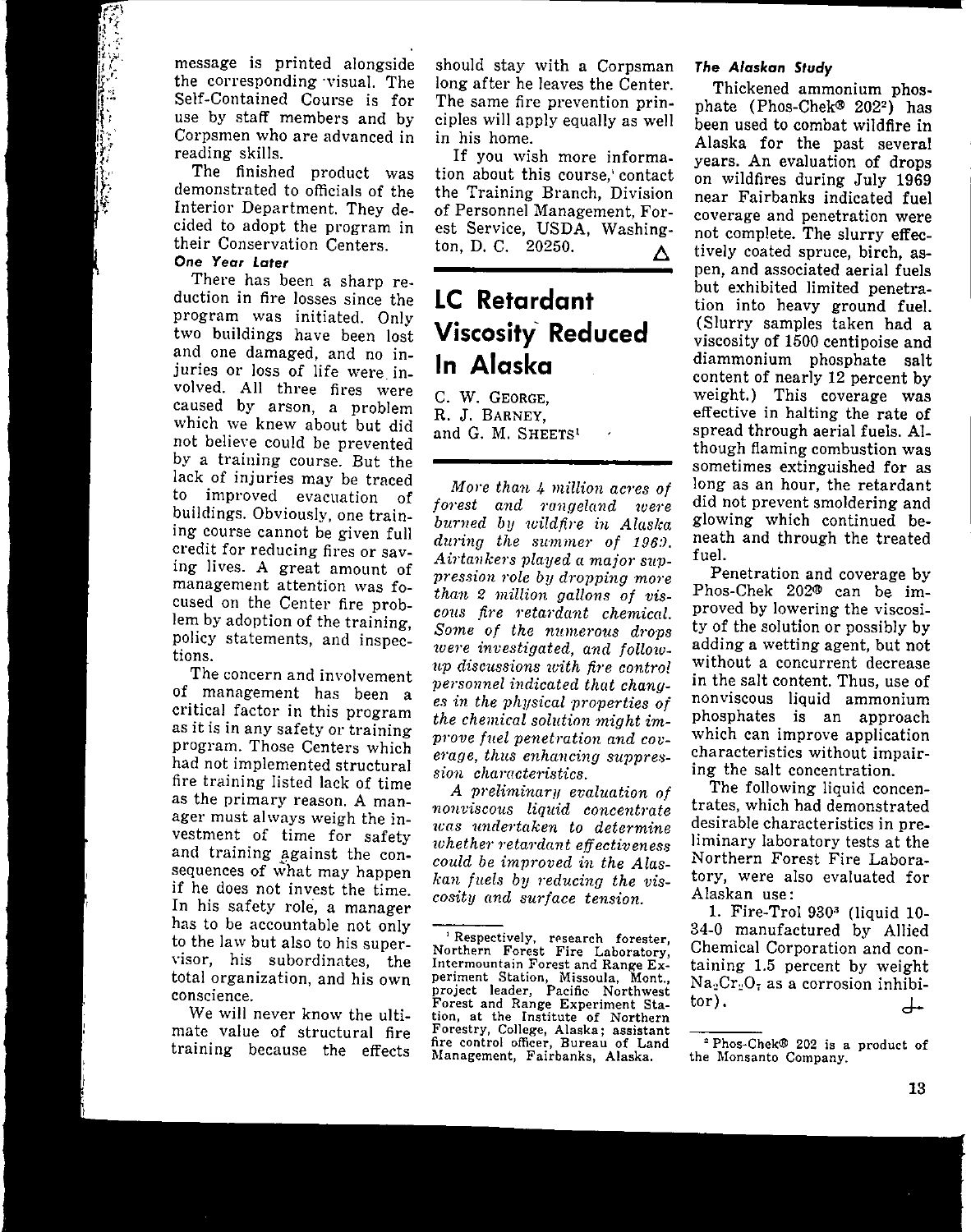message is printed alongside the corresponding visual. The Self-Contained Course is for use by staff members and by Corpsmen who are advanced in reading skills.

The finished product was demonstrated to officials of the Interior Department. They decided to adopt the program in their Conservation Centers.

### One Year Later

There has been a sharp reduction in fire losses since the program was initiated. Only two buildings have been lost and one damaged, and no injuries or loss of life were involved. All three fires were caused by arson, a problem which we knew about but did not believe could be prevented by a training course. But the lack of injuries may be traced to improved evacuation of buildings. Obviously, one training course cannot be given full credit for reducing fires or saving lives. A great amount of management attention was focused on the Center fire problem by adoption of the training, policy statements, and inspections.

The concern and involvement of management has been a critical factor in this program as it is in any safety or training program. Those Centers which had not implemented structural fire training listed lack of time as the primary reason. A manager must always weigh the investment of time for safety and training against the consequences of what may happen if he does not invest the time. In his safety role, a manager has to be accountable not only to the law but also to his supervisor, his subordinates, the total organization, and his own conscience.

We will never know the ultimate value of structural fire training because the effects should stay with a Corpsman long after he leaves the Center. The same fire prevention principles will apply equally as well in his home.

If you wish more information about this course, contact the Training Branch, Division of Personnel Management, Forest Service, USDA, Washington, D. C. 20250. △

# LC Retardant Viscosity Reduced In Alaska

C. W. George, R. J. Barney, and G. M. Sheets[1]

*More than 4 million acres of forest and rangeland were burned by wildfire in Alaska during the summer of 1969. Airtankers played a major suppression role by dropping more than 2 million gallons of viscous fire retardant chemical. Some of the numerous drops were investigated, and follow-up discussions with fire control personnel indicated that changes in the physical properties of the chemical solution might improve fuel penetration and coverage, thus enhancing suppression characteristics.*

*A preliminary evaluation of nonviscous liquid concentrate was undertaken to determine whether retardant effectiveness could be improved in the Alaskan fuels by reducing the viscosity and surface tension.*

### The Alaskan Study

Thickened ammonium phosphate (Phos-Chek® 202[2]) has been used to combat wildfire in Alaska for the past several years. An evaluation of drops on wildfires during July 1969 near Fairbanks indicated fuel coverage and penetration were not complete. The slurry effectively coated spruce, birch, aspen, and associated aerial fuels but exhibited limited penetration into heavy ground fuel. (Slurry samples taken had a viscosity of 1500 centipoise and diammonium phosphate salt content of nearly 12 percent by weight.) This coverage was effective in halting the rate of spread through aerial fuels. Although flaming combustion was sometimes extinguished for as long as an hour, the retardant did not prevent smoldering and glowing which continued beneath and through the treated fuel.

Penetration and coverage by Phos-Chek 202® can be improved by lowering the viscosity of the solution or possibly by adding a wetting agent, but not without a concurrent decrease in the salt content. Thus, use of nonviscous liquid ammonium phosphates is an approach which can improve application characteristics without impairing the salt concentration.

The following liquid concentrates, which had demonstrated desirable characteristics in preliminary laboratory tests at the Northern Forest Fire Laboratory, were also evaluated for Alaskan use:

1. Fire-Trol 930[3] (liquid 10-34-0 manufactured by Allied Chemical Corporation and containing 1.5 percent by weight $Na_2Cr_2O_7$ as a corrosion inhibitor).

---

[1] Respectively, research forester, Northern Forest Fire Laboratory, Intermountain Forest and Range Experiment Station, Missoula, Mont., project leader, Pacific Northwest Forest and Range Experiment Station, at the Institute of Northern Forestry, College, Alaska; assistant fire control officer, Bureau of Land Management, Fairbanks, Alaska.

[2] Phos-Chek® 202 is a product of the Monsanto Company.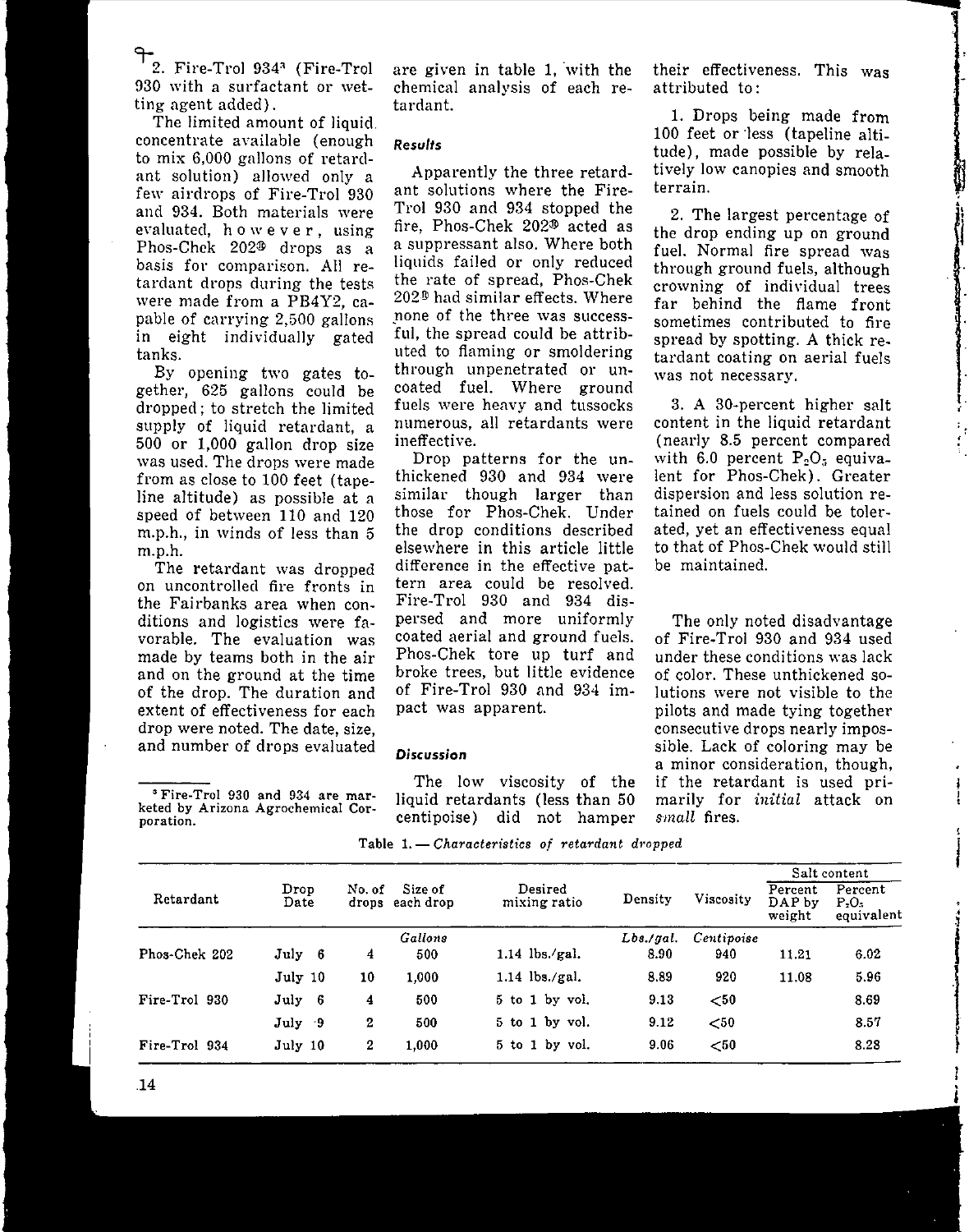2. Fire-Trol 934[3] (Fire-Trol 930 with a surfactant or wetting agent added).

The limited amount of liquid concentrate available (enough to mix 6,000 gallons of retardant solution) allowed only a few airdrops of Fire-Trol 930 and 934. Both materials were evaluated, however, using Phos-Chek 202® drops as a basis for comparison. All retardant drops during the tests were made from a PB4Y2, capable of carrying 2,500 gallons in eight individually gated tanks.

By opening two gates together, 625 gallons could be dropped; to stretch the limited supply of liquid retardant, a 500 or 1,000 gallon drop size was used. The drops were made from as close to 100 feet (tapeline altitude) as possible at a speed of between 110 and 120 m.p.h., in winds of less than 5 m.p.h.

The retardant was dropped on uncontrolled fire fronts in the Fairbanks area when conditions and logistics were favorable. The evaluation was made by teams both in the air and on the ground at the time of the drop. The duration and extent of effectiveness for each drop were noted. The date, size, and number of drops evaluated are given in table 1, with the chemical analysis of each retardant.

[3] Fire-Trol 930 and 934 are marketed by Arizona Agrochemical Corporation.

### Results

Apparently the three retardant solutions where the Fire-Trol 930 and 934 stopped the fire, Phos-Chek 202® acted as a suppressant also. Where both liquids failed or only reduced the rate of spread, Phos-Chek 202® had similar effects. Where none of the three was successful, the spread could be attributed to flaming or smoldering through unpenetrated or uncoated fuel. Where ground fuels were heavy and tussocks numerous, all retardants were ineffective.

Drop patterns for the unthickened 930 and 934 were similar though larger than those for Phos-Chek. Under the drop conditions described elsewhere in this article little difference in the effective pattern area could be resolved. Fire-Trol 930 and 934 dispersed and more uniformly coated aerial and ground fuels. Phos-Chek tore up turf and broke trees, but little evidence of Fire-Trol 930 and 934 impact was apparent.

### Discussion

The low viscosity of the liquid retardants (less than 50 centipoise) did not hamper their effectiveness. This was attributed to:

1. Drops being made from 100 feet or less (tapeline altitude), made possible by relatively low canopies and smooth terrain.

2. The largest percentage of the drop ending up on ground fuel. Normal fire spread was through ground fuels, although crowning of individual trees far behind the flame front sometimes contributed to fire spread by spotting. A thick retardant coating on aerial fuels was not necessary.

3. A 30-percent higher salt content in the liquid retardant (nearly 8.5 percent compared with 6.0 percent $P_2O_5$ equivalent for Phos-Chek). Greater dispersion and less solution retained on fuels could be tolerated, yet an effectiveness equal to that of Phos-Chek would still be maintained.

The only noted disadvantage of Fire-Trol 930 and 934 used under these conditions was lack of color. These unthickened solutions were not visible to the pilots and made tying together consecutive drops nearly impossible. Lack of coloring may be a minor consideration, though, if the retardant is used primarily for *initial* attack on *small* fires.

Table 1. — *Characteristics of retardant dropped*

| Retardant | Drop Date | No. of drops | Size of each drop | Desired mixing ratio | Density | Viscosity | Salt content | |
|---|---|---|---|---|---|---|---|---|
| | | | | | | | Percent DAP by weight | Percent $P_2O_5$ equivalent |
| | | | *Gallons* | | *Lbs./gal.* | *Centipoise* | | |
| Phos-Chek 202 | July 6 | 4 | 500 | 1.14 lbs./gal. | 8.90 | 940 | 11.21 | 6.02 |
| | July 10 | 10 | 1,000 | 1.14 lbs./gal. | 8.89 | 920 | 11.08 | 5.96 |
| Fire-Trol 930 | July 6 | 4 | 500 | 5 to 1 by vol. | 9.13 | <50 | | 8.69 |
| | July 9 | 2 | 500 | 5 to 1 by vol. | 9.12 | <50 | | 8.57 |
| Fire-Trol 934 | July 10 | 2 | 1,000 | 5 to 1 by vol. | 9.06 | <50 | | 8.28 |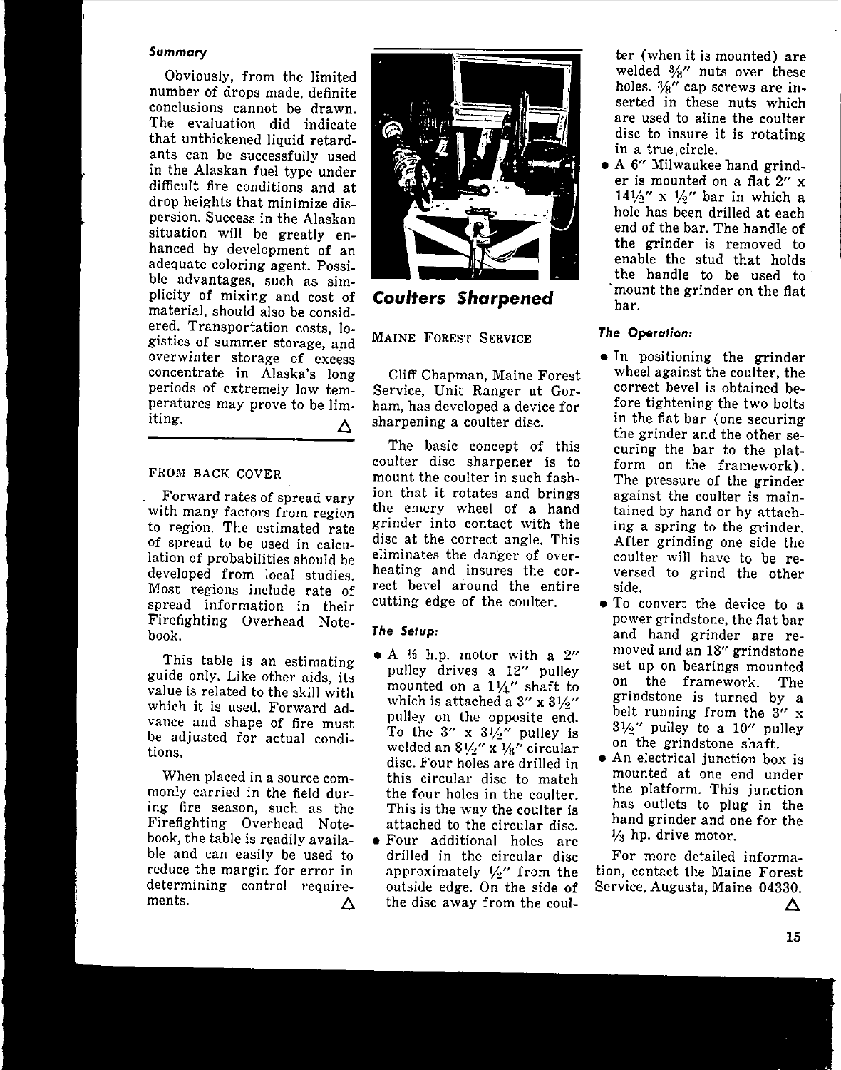### Summary

Obviously, from the limited number of drops made, definite conclusions cannot be drawn. The evaluation did indicate that unthickened liquid retardants can be successfully used in the Alaskan fuel type under difficult fire conditions and at drop heights that minimize dispersion. Success in the Alaskan situation will be greatly enhanced by development of an adequate coloring agent. Possible advantages, such as simplicity of mixing and cost of material, should also be considered. Transportation costs, logistics of summer storage, and overwinter storage of excess concentrate in Alaska's long periods of extremely low temperatures may prove to be limiting. △

---

FROM BACK COVER

Forward rates of spread vary with many factors from region to region. The estimated rate of spread to be used in calculation of probabilities should be developed from local studies. Most regions include rate of spread information in their Firefighting Overhead Notebook.

This table is an estimating guide only. Like other aids, its value is related to the skill with which it is used. Forward advance and shape of fire must be adjusted for actual conditions.

When placed in a source commonly carried in the field during fire season, such as the Firefighting Overhead Notebook, the table is readily available and can easily be used to reduce the margin for error in determining control requirements. △

## Coulters Sharpened

MAINE FOREST SERVICE

Cliff Chapman, Maine Forest Service, Unit Ranger at Gorham, has developed a device for sharpening a coulter disc.

The basic concept of this coulter disc sharpener is to mount the coulter in such fashion that it rotates and brings the emery wheel of a hand grinder into contact with the disc at the correct angle. This eliminates the danger of overheating and insures the correct bevel around the entire cutting edge of the coulter.

### The Setup:

- A ⅓ h.p. motor with a 2" pulley drives a 12" pulley mounted on a 1¼" shaft to which is attached a 3" x 3½" pulley on the opposite end. To the 3" x 3½" pulley is welded an 8½" x ⅛" circular disc. Four holes are drilled in this circular disc to match the four holes in the coulter. This is the way the coulter is attached to the circular disc.
- Four additional holes are drilled in the circular disc approximately ½" from the outside edge. On the side of the disc away from the coulter (when it is mounted) are welded ⅜" nuts over these holes. ⅜" cap screws are inserted in these nuts which are used to aline the coulter disc to insure it is rotating in a true circle.
- A 6" Milwaukee hand grinder is mounted on a flat 2" x 14½" x ½" bar in which a hole has been drilled at each end of the bar. The handle of the grinder is removed to enable the stud that holds the handle to be used to mount the grinder on the flat bar.

### The Operation:

- In positioning the grinder wheel against the coulter, the correct bevel is obtained before tightening the two bolts in the flat bar (one securing the grinder and the other securing the bar to the platform on the framework). The pressure of the grinder against the coulter is maintained by hand or by attaching a spring to the grinder. After grinding one side the coulter will have to be reversed to grind the other side.
- To convert the device to a power grindstone, the flat bar and hand grinder are removed and an 18" grindstone set up on bearings mounted on the framework. The grindstone is turned by a belt running from the 3" x 3½" pulley to a 10" pulley on the grindstone shaft.
- An electrical junction box is mounted at one end under the platform. This junction has outlets to plug in the hand grinder and one for the ⅓ hp. drive motor.

For more detailed information, contact the Maine Forest Service, Augusta, Maine 04330. △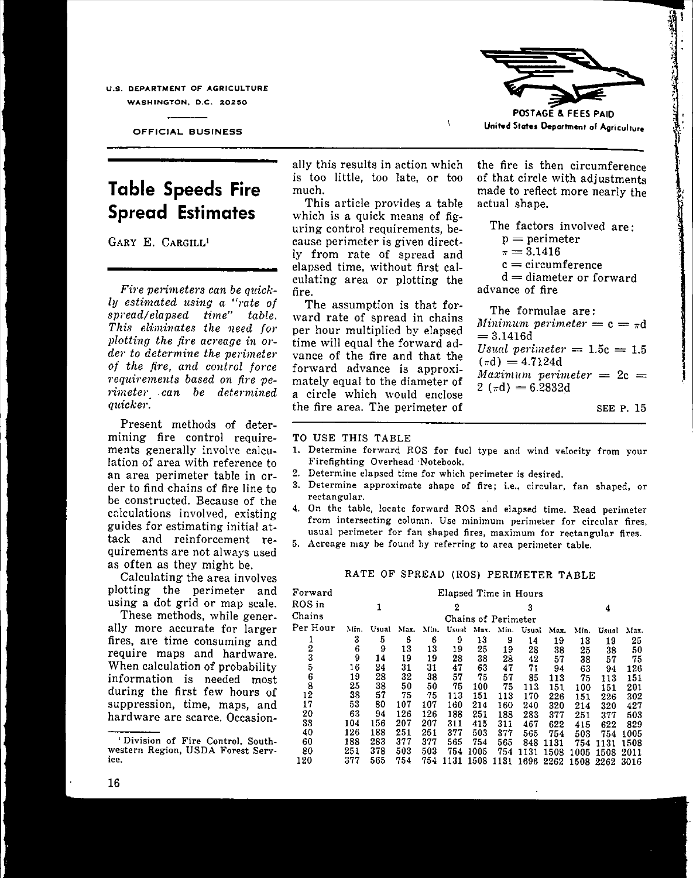U.S. DEPARTMENT OF AGRICULTURE
WASHINGTON, D.C. 20250

OFFICIAL BUSINESS

POSTAGE & FEES PAID
United States Department of Agriculture

# Table Speeds Fire Spread Estimates

GARY E. CARGILL[1]

*Fire perimeters can be quickly estimated using a "rate of spread/elapsed time" table. This eliminates the need for plotting the fire acreage in order to determine the perimeter of the fire, and control force requirements based on fire perimeter can be determined quicker.*

Present methods of determining fire control requirements generally involve calculation of area with reference to an area perimeter table in order to find chains of fire line to be constructed. Because of the calculations involved, existing guides for estimating initial attack and reinforcement requirements are not always used as often as they might be.

Calculating the area involves plotting the perimeter and using a dot grid or map scale.

These methods, while generally more accurate for larger fires, are time consuming and require maps and hardware. When calculation of probability information is needed most during the first few hours of suppression, time, maps, and hardware are scarce. Occasionally this results in action which is too little, too late, or too much.

This article provides a table which is a quick means of figuring control requirements, because perimeter is given directly from rate of spread and elapsed time, without first calculating area or plotting the fire.

The assumption is that forward rate of spread in chains per hour multiplied by elapsed time will equal the forward advance of the fire and that the forward advance is approximately equal to the diameter of a circle which would enclose the fire area. The perimeter of the fire is then circumference of that circle with adjustments made to reflect more nearly the actual shape.

The factors involved are:

$p$ = perimeter
$\pi = 3.1416$
$c$ = circumference
$d$ = diameter or forward advance of fire

The formulae are:

*Minimum perimeter* $= c = \pi d = 3.1416d$
*Usual perimeter* $= 1.5c = 1.5(\pi d) = 4.7124d$
*Maximum perimeter* $= 2c = 2(\pi d) = 6.2832d$

SEE P. 15

TO USE THIS TABLE

1. Determine forward ROS for fuel type and wind velocity from your Firefighting Overhead Notebook.
2. Determine elapsed time for which perimeter is desired.
3. Determine approximate shape of fire; i.e., circular, fan shaped, or rectangular.
4. On the table, locate forward ROS and elapsed time. Read perimeter from intersecting column. Use minimum perimeter for circular fires, usual perimeter for fan shaped fires, maximum for rectangular fires.
5. Acreage may be found by referring to area perimeter table.

RATE OF SPREAD (ROS) PERIMETER TABLE

| Forward ROS in Chains Per Hour | Elapsed Time in Hours — 1 | | | 2 | | | 3 | | | 4 | | |
|---|---|---|---|---|---|---|---|---|---|---|---|---|
| | Chains of Perimeter | | | | | | | | | | | |
| | Min. | Usual | Max. | Min. | Usual | Max. | Min. | Usual | Max. | Min. | Usual | Max. |
| 1 | 3 | 5 | 6 | 6 | 9 | 13 | 9 | 14 | 19 | 13 | 19 | 25 |
| 2 | 6 | 9 | 13 | 13 | 19 | 25 | 19 | 28 | 38 | 25 | 38 | 50 |
| 3 | 9 | 14 | 19 | 19 | 28 | 38 | 28 | 42 | 57 | 38 | 57 | 75 |
| 5 | 16 | 24 | 31 | 31 | 47 | 63 | 47 | 71 | 94 | 63 | 94 | 126 |
| 6 | 19 | 28 | 32 | 38 | 57 | 75 | 57 | 85 | 113 | 75 | 113 | 151 |
| 8 | 25 | 38 | 50 | 50 | 75 | 100 | 75 | 113 | 151 | 100 | 151 | 201 |
| 12 | 38 | 57 | 75 | 75 | 113 | 151 | 113 | 170 | 226 | 151 | 226 | 302 |
| 17 | 53 | 80 | 107 | 107 | 160 | 214 | 160 | 240 | 320 | 214 | 320 | 427 |
| 20 | 63 | 94 | 126 | 126 | 188 | 251 | 188 | 283 | 377 | 251 | 377 | 503 |
| 33 | 104 | 156 | 207 | 207 | 311 | 415 | 311 | 467 | 622 | 415 | 622 | 829 |
| 40 | 126 | 188 | 251 | 251 | 377 | 503 | 377 | 565 | 754 | 503 | 754 | 1005 |
| 60 | 188 | 283 | 377 | 377 | 565 | 754 | 565 | 848 | 1131 | 754 | 1131 | 1508 |
| 80 | 251 | 378 | 503 | 503 | 754 | 1005 | 754 | 1131 | 1508 | 1005 | 1508 | 2011 |
| 120 | 377 | 565 | 754 | 754 | 1131 | 1508 | 1131 | 1696 | 2262 | 1508 | 2262 | 3016 |

[1] Division of Fire Control, Southwestern Region, USDA Forest Service.